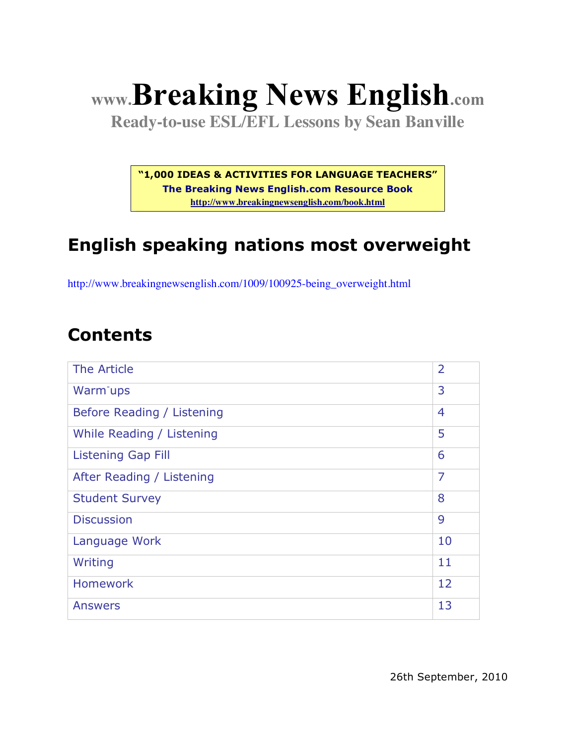# www.Breaking News English.com

**Ready-to-use ESL/EFL Lessons by Sean Banville**

**"1,000 IDEAS & ACTIVITIES FOR LANGUAGE TEACHERS"**
**The Breaking News English.com Resource Book**
http://www.breakingnewsenglish.com/book.html

## English speaking nations most overweight

http://www.breakingnewsenglish.com/1009/100925-being_overweight.html

## Contents

| | |
|---|---|
| The Article | 2 |
| Warm-ups | 3 |
| Before Reading / Listening | 4 |
| While Reading / Listening | 5 |
| Listening Gap Fill | 6 |
| After Reading / Listening | 7 |
| Student Survey | 8 |
| Discussion | 9 |
| Language Work | 10 |
| Writing | 11 |
| Homework | 12 |
| Answers | 13 |

26th September, 2010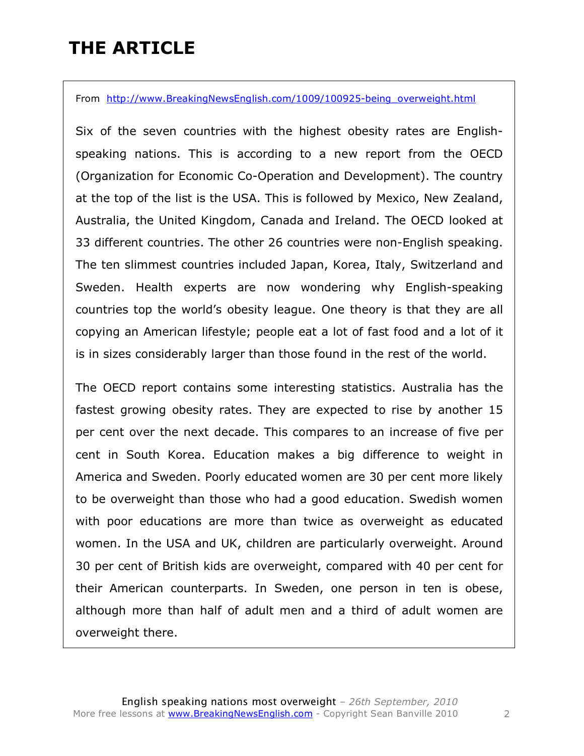# THE ARTICLE

From http://www.BreakingNewsEnglish.com/1009/100925-being_overweight.html

Six of the seven countries with the highest obesity rates are English-speaking nations. This is according to a new report from the OECD (Organization for Economic Co-Operation and Development). The country at the top of the list is the USA. This is followed by Mexico, New Zealand, Australia, the United Kingdom, Canada and Ireland. The OECD looked at 33 different countries. The other 26 countries were non-English speaking. The ten slimmest countries included Japan, Korea, Italy, Switzerland and Sweden. Health experts are now wondering why English-speaking countries top the world's obesity league. One theory is that they are all copying an American lifestyle; people eat a lot of fast food and a lot of it is in sizes considerably larger than those found in the rest of the world.

The OECD report contains some interesting statistics. Australia has the fastest growing obesity rates. They are expected to rise by another 15 per cent over the next decade. This compares to an increase of five per cent in South Korea. Education makes a big difference to weight in America and Sweden. Poorly educated women are 30 per cent more likely to be overweight than those who had a good education. Swedish women with poor educations are more than twice as overweight as educated women. In the USA and UK, children are particularly overweight. Around 30 per cent of British kids are overweight, compared with 40 per cent for their American counterparts. In Sweden, one person in ten is obese, although more than half of adult men and a third of adult women are overweight there.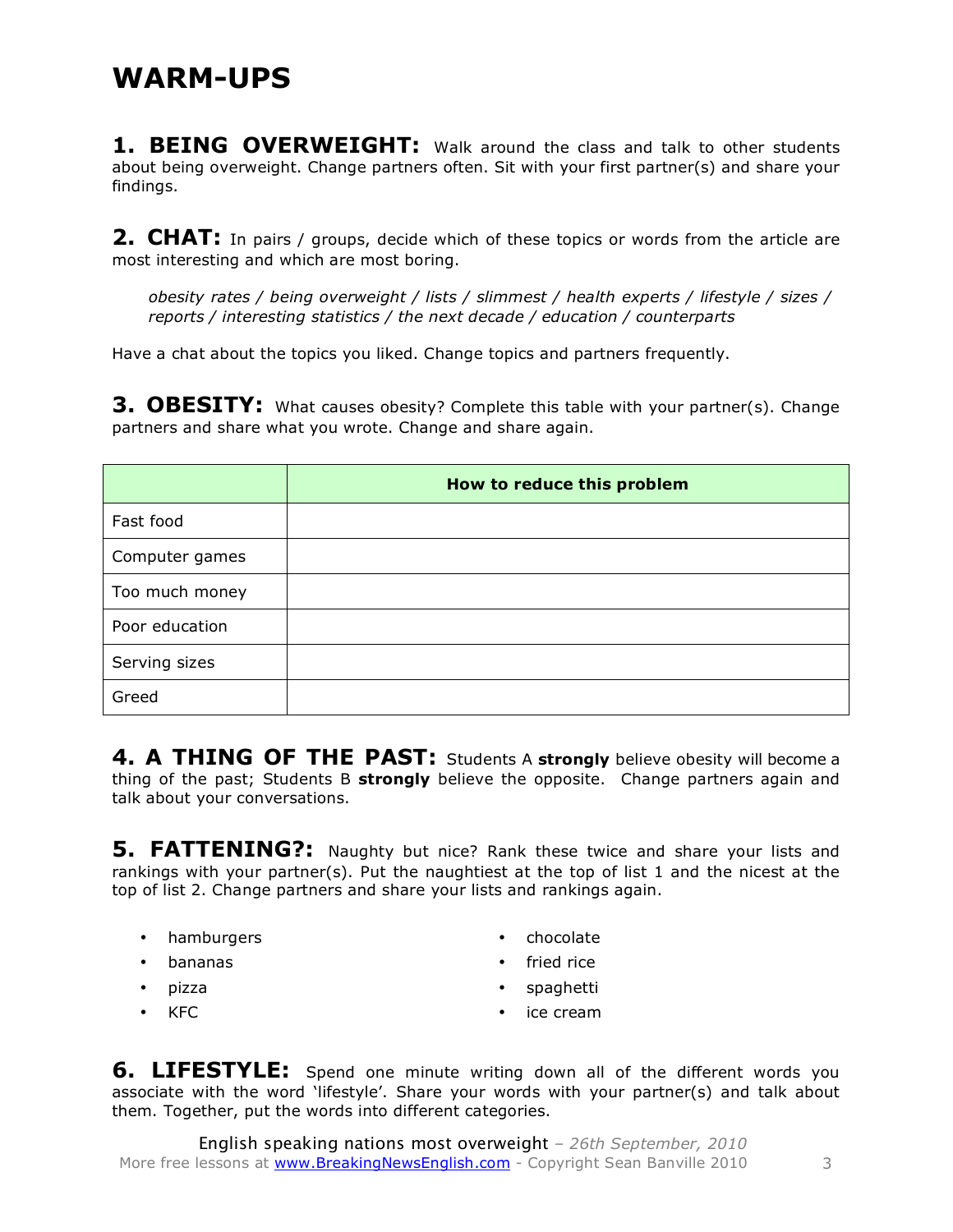# WARM-UPS

**1. BEING OVERWEIGHT:** Walk around the class and talk to other students about being overweight. Change partners often. Sit with your first partner(s) and share your findings.

**2. CHAT:** In pairs / groups, decide which of these topics or words from the article are most interesting and which are most boring.

*obesity rates / being overweight / lists / slimmest / health experts / lifestyle / sizes / reports / interesting statistics / the next decade / education / counterparts*

Have a chat about the topics you liked. Change topics and partners frequently.

**3. OBESITY:** What causes obesity? Complete this table with your partner(s). Change partners and share what you wrote. Change and share again.

| | **How to reduce this problem** |
|---|---|
| Fast food | |
| Computer games | |
| Too much money | |
| Poor education | |
| Serving sizes | |
| Greed | |

**4. A THING OF THE PAST:** Students A **strongly** believe obesity will become a thing of the past; Students B **strongly** believe the opposite. Change partners again and talk about your conversations.

**5. FATTENING?:** Naughty but nice? Rank these twice and share your lists and rankings with your partner(s). Put the naughtiest at the top of list 1 and the nicest at the top of list 2. Change partners and share your lists and rankings again.

- hamburgers
- bananas
- pizza
- KFC
- chocolate
- fried rice
- spaghetti
- ice cream

**6. LIFESTYLE:** Spend one minute writing down all of the different words you associate with the word 'lifestyle'. Share your words with your partner(s) and talk about them. Together, put the words into different categories.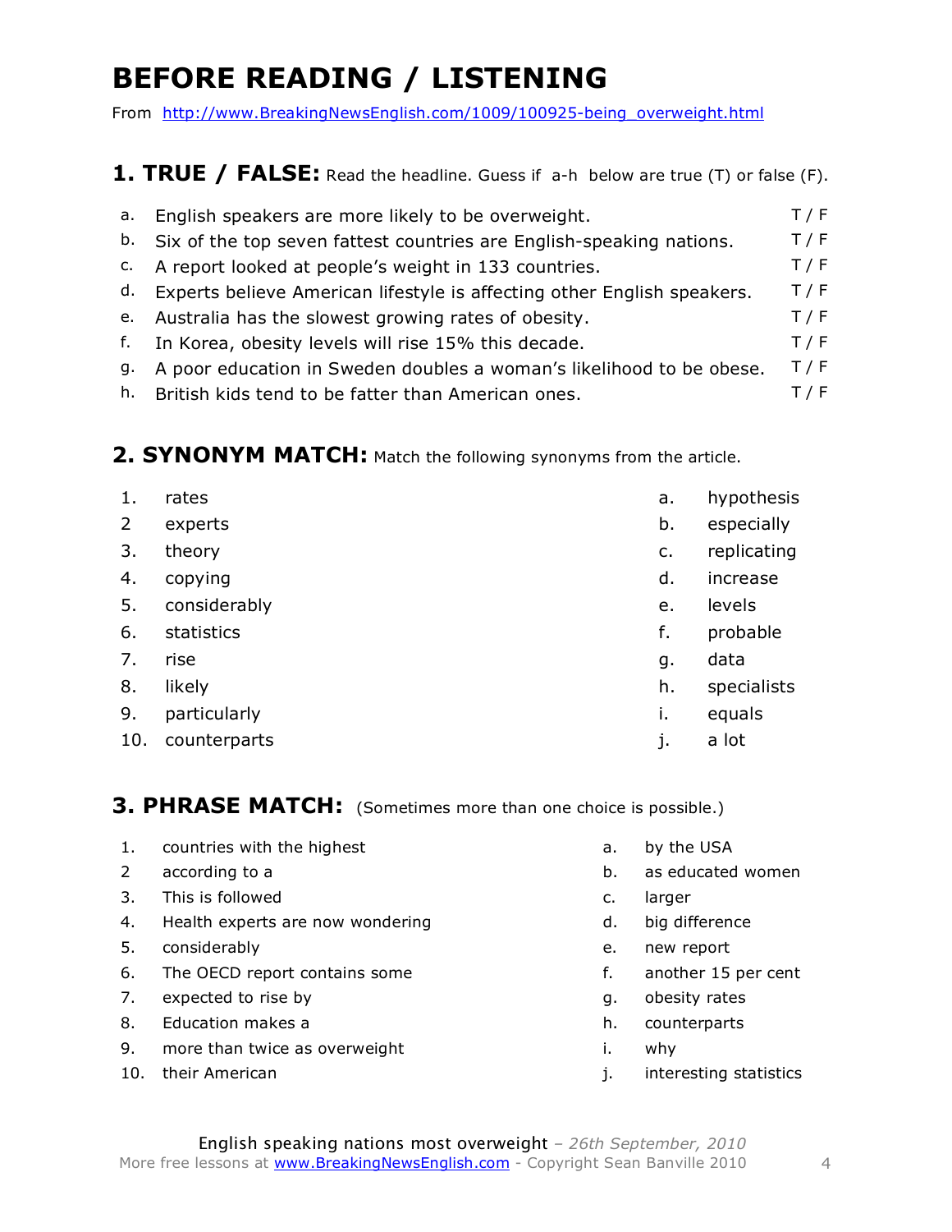# BEFORE READING / LISTENING

From http://www.BreakingNewsEnglish.com/1009/100925-being_overweight.html

## 1. TRUE / FALSE: Read the headline. Guess if a-h below are true (T) or false (F).

| | | |
|---|---|---|
| a. | English speakers are more likely to be overweight. | T / F |
| b. | Six of the top seven fattest countries are English-speaking nations. | T / F |
| c. | A report looked at people's weight in 133 countries. | T / F |
| d. | Experts believe American lifestyle is affecting other English speakers. | T / F |
| e. | Australia has the slowest growing rates of obesity. | T / F |
| f. | In Korea, obesity levels will rise 15% this decade. | T / F |
| g. | A poor education in Sweden doubles a woman's likelihood to be obese. | T / F |
| h. | British kids tend to be fatter than American ones. | T / F |

## 2. SYNONYM MATCH: Match the following synonyms from the article.

| | | | |
|---|---|---|---|
| 1. | rates | a. | hypothesis |
| 2 | experts | b. | especially |
| 3. | theory | c. | replicating |
| 4. | copying | d. | increase |
| 5. | considerably | e. | levels |
| 6. | statistics | f. | probable |
| 7. | rise | g. | data |
| 8. | likely | h. | specialists |
| 9. | particularly | i. | equals |
| 10. | counterparts | j. | a lot |

## 3. PHRASE MATCH: (Sometimes more than one choice is possible.)

| | | | |
|---|---|---|---|
| 1. | countries with the highest | a. | by the USA |
| 2 | according to a | b. | as educated women |
| 3. | This is followed | c. | larger |
| 4. | Health experts are now wondering | d. | big difference |
| 5. | considerably | e. | new report |
| 6. | The OECD report contains some | f. | another 15 per cent |
| 7. | expected to rise by | g. | obesity rates |
| 8. | Education makes a | h. | counterparts |
| 9. | more than twice as overweight | i. | why |
| 10. | their American | j. | interesting statistics |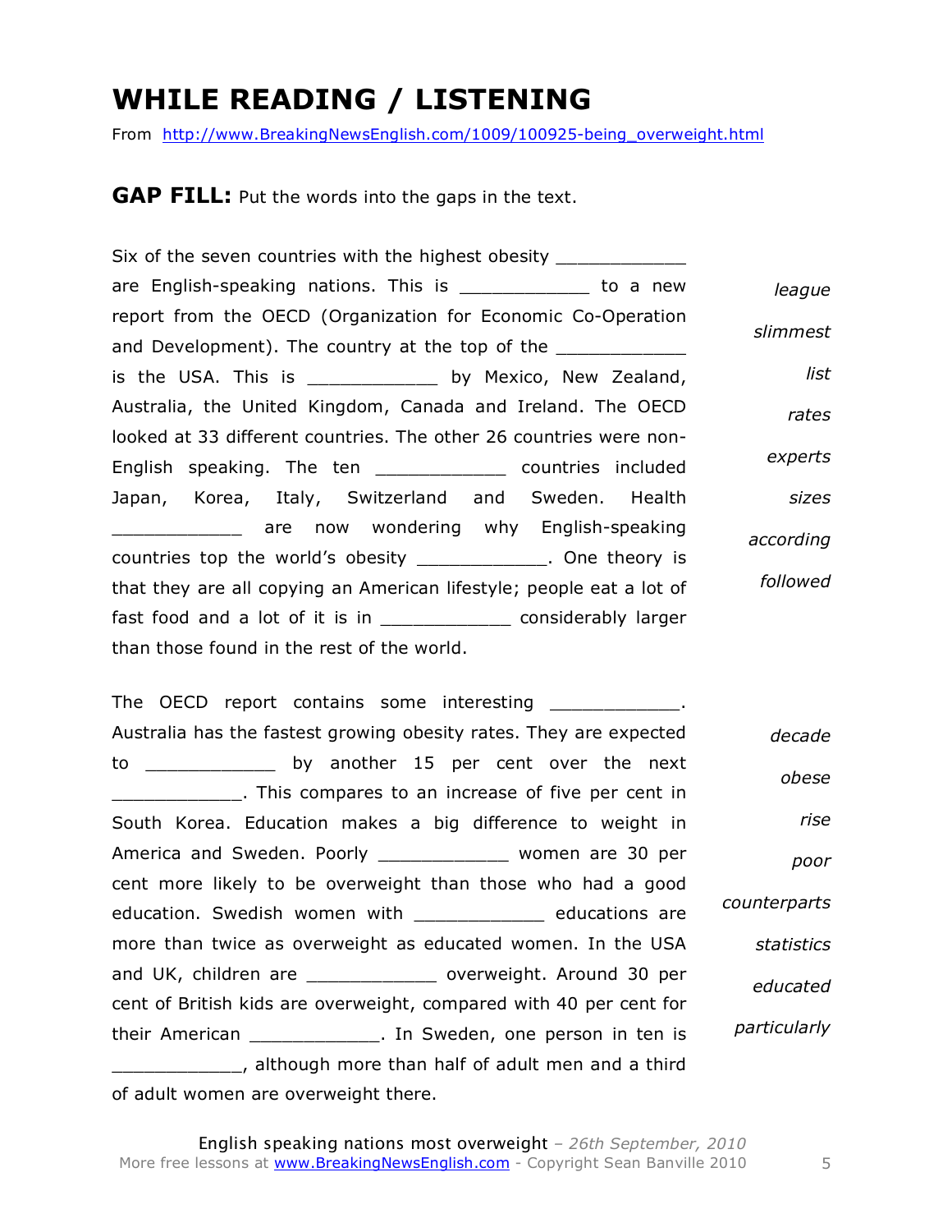# WHILE READING / LISTENING

From http://www.BreakingNewsEnglish.com/1009/100925-being_overweight.html

**GAP FILL:** Put the words into the gaps in the text.

Six of the seven countries with the highest obesity ____________ are English-speaking nations. This is ____________ to a new report from the OECD (Organization for Economic Co-Operation and Development). The country at the top of the ____________ is the USA. This is ____________ by Mexico, New Zealand, Australia, the United Kingdom, Canada and Ireland. The OECD looked at 33 different countries. The other 26 countries were non-English speaking. The ten ____________ countries included Japan, Korea, Italy, Switzerland and Sweden. Health ____________ are now wondering why English-speaking countries top the world's obesity ____________. One theory is that they are all copying an American lifestyle; people eat a lot of fast food and a lot of it is in ____________ considerably larger than those found in the rest of the world.

*league*

*slimmest*

*list*

*rates*

*experts*

*sizes*

*according*

*followed*

The OECD report contains some interesting ____________. Australia has the fastest growing obesity rates. They are expected to ____________ by another 15 per cent over the next ____________. This compares to an increase of five per cent in South Korea. Education makes a big difference to weight in America and Sweden. Poorly ____________ women are 30 per cent more likely to be overweight than those who had a good education. Swedish women with ____________ educations are more than twice as overweight as educated women. In the USA and UK, children are ____________ overweight. Around 30 per cent of British kids are overweight, compared with 40 per cent for their American ____________. In Sweden, one person in ten is ____________, although more than half of adult men and a third of adult women are overweight there.

*decade*

*obese*

*rise*

*poor*

*counterparts*

*statistics*

*educated*

*particularly*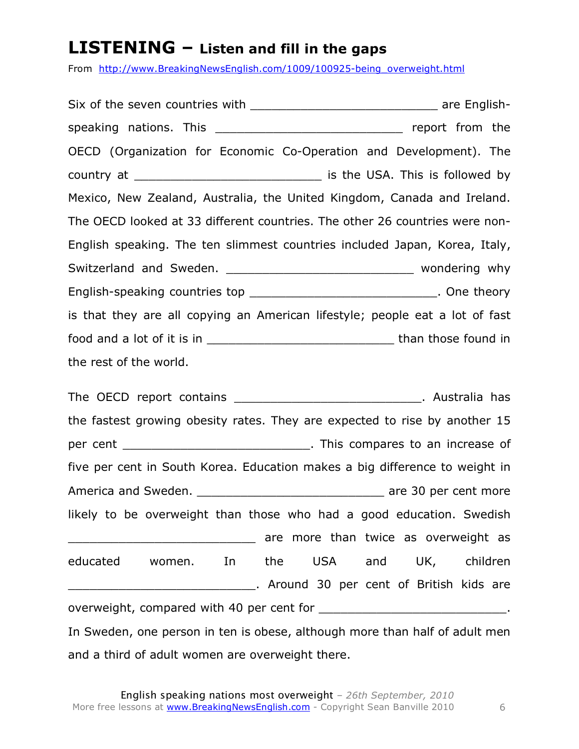# LISTENING – Listen and fill in the gaps

From http://www.BreakingNewsEnglish.com/1009/100925-being_overweight.html

Six of the seven countries with ___________________________ are English-speaking nations. This ___________________________ report from the OECD (Organization for Economic Co-Operation and Development). The country at ___________________________ is the USA. This is followed by Mexico, New Zealand, Australia, the United Kingdom, Canada and Ireland. The OECD looked at 33 different countries. The other 26 countries were non-English speaking. The ten slimmest countries included Japan, Korea, Italy, Switzerland and Sweden. ___________________________ wondering why English-speaking countries top ___________________________. One theory is that they are all copying an American lifestyle; people eat a lot of fast food and a lot of it is in ___________________________ than those found in the rest of the world.

The OECD report contains ___________________________. Australia has the fastest growing obesity rates. They are expected to rise by another 15 per cent ___________________________. This compares to an increase of five per cent in South Korea. Education makes a big difference to weight in America and Sweden. ___________________________ are 30 per cent more likely to be overweight than those who had a good education. Swedish ___________________________ are more than twice as overweight as educated women. In the USA and UK, children ___________________________. Around 30 per cent of British kids are overweight, compared with 40 per cent for ___________________________. In Sweden, one person in ten is obese, although more than half of adult men and a third of adult women are overweight there.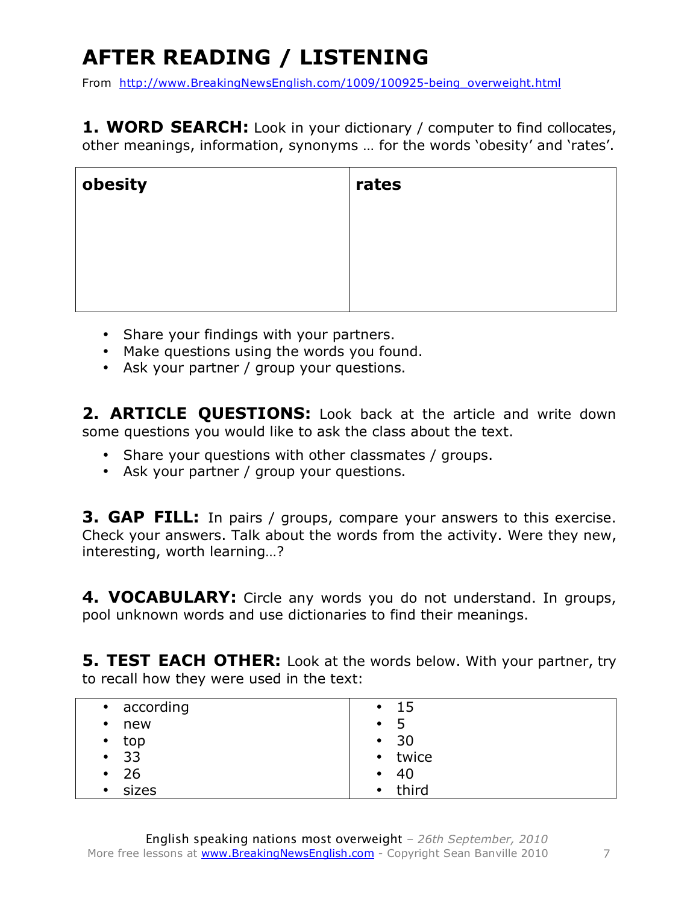# AFTER READING / LISTENING

From http://www.BreakingNewsEnglish.com/1009/100925-being_overweight.html

**1. WORD SEARCH:** Look in your dictionary / computer to find collocates, other meanings, information, synonyms … for the words 'obesity' and 'rates'.

| **obesity** | **rates** |
|---|---|
| | |

- Share your findings with your partners.
- Make questions using the words you found.
- Ask your partner / group your questions.

**2. ARTICLE QUESTIONS:** Look back at the article and write down some questions you would like to ask the class about the text.

- Share your questions with other classmates / groups.
- Ask your partner / group your questions.

**3. GAP FILL:** In pairs / groups, compare your answers to this exercise. Check your answers. Talk about the words from the activity. Were they new, interesting, worth learning…?

**4. VOCABULARY:** Circle any words you do not understand. In groups, pool unknown words and use dictionaries to find their meanings.

**5. TEST EACH OTHER:** Look at the words below. With your partner, try to recall how they were used in the text:

| | |
|---|---|
| • according | • 15 |
| • new | • 5 |
| • top | • 30 |
| • 33 | • twice |
| • 26 | • 40 |
| • sizes | • third |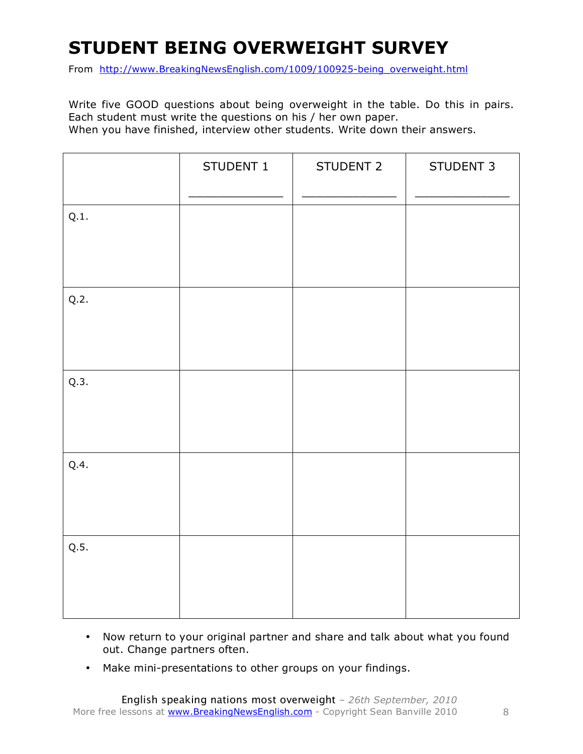# STUDENT BEING OVERWEIGHT SURVEY

From http://www.BreakingNewsEnglish.com/1009/100925-being_overweight.html

Write five GOOD questions about being overweight in the table. Do this in pairs. Each student must write the questions on his / her own paper.

When you have finished, interview other students. Write down their answers.

| | STUDENT 1<br>_____________ | STUDENT 2<br>_____________ | STUDENT 3<br>_____________ |
|---|---|---|---|
| Q.1. | | | |
| Q.2. | | | |
| Q.3. | | | |
| Q.4. | | | |
| Q.5. | | | |

- Now return to your original partner and share and talk about what you found out. Change partners often.
- Make mini-presentations to other groups on your findings.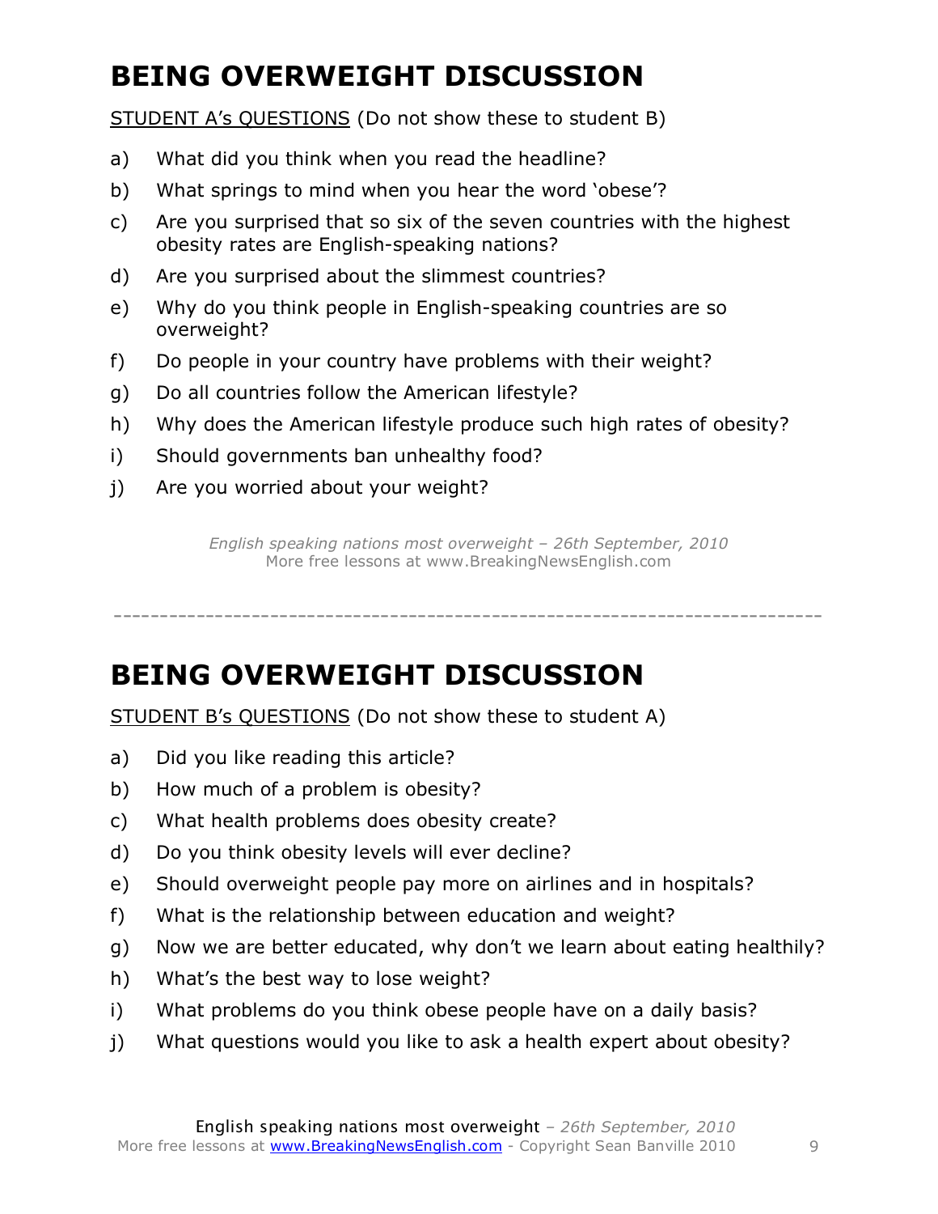# BEING OVERWEIGHT DISCUSSION

STUDENT A's QUESTIONS (Do not show these to student B)

a) What did you think when you read the headline?
b) What springs to mind when you hear the word 'obese'?
c) Are you surprised that so six of the seven countries with the highest obesity rates are English-speaking nations?
d) Are you surprised about the slimmest countries?
e) Why do you think people in English-speaking countries are so overweight?
f) Do people in your country have problems with their weight?
g) Do all countries follow the American lifestyle?
h) Why does the American lifestyle produce such high rates of obesity?
i) Should governments ban unhealthy food?
j) Are you worried about your weight?

*English speaking nations most overweight – 26th September, 2010*
More free lessons at www.BreakingNewsEnglish.com

---

# BEING OVERWEIGHT DISCUSSION

STUDENT B's QUESTIONS (Do not show these to student A)

a) Did you like reading this article?
b) How much of a problem is obesity?
c) What health problems does obesity create?
d) Do you think obesity levels will ever decline?
e) Should overweight people pay more on airlines and in hospitals?
f) What is the relationship between education and weight?
g) Now we are better educated, why don't we learn about eating healthily?
h) What's the best way to lose weight?
i) What problems do you think obese people have on a daily basis?
j) What questions would you like to ask a health expert about obesity?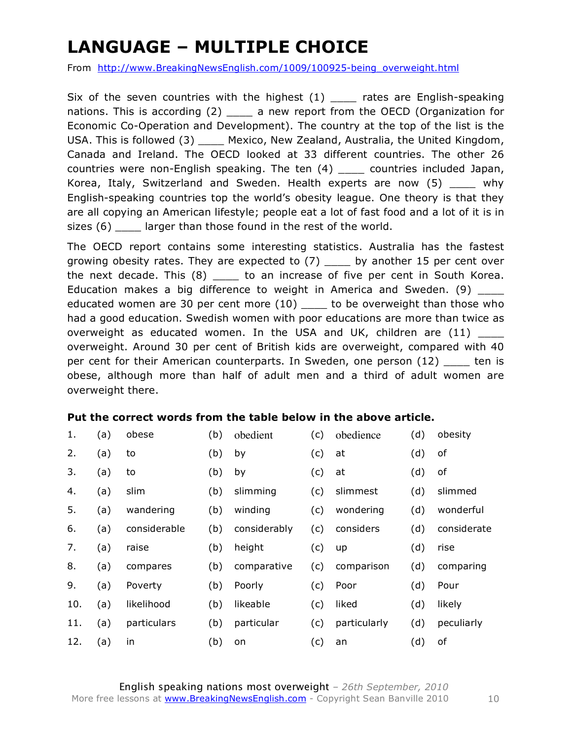# LANGUAGE – MULTIPLE CHOICE

From http://www.BreakingNewsEnglish.com/1009/100925-being_overweight.html

Six of the seven countries with the highest (1) ____ rates are English-speaking nations. This is according (2) ____ a new report from the OECD (Organization for Economic Co-Operation and Development). The country at the top of the list is the USA. This is followed (3) ____ Mexico, New Zealand, Australia, the United Kingdom, Canada and Ireland. The OECD looked at 33 different countries. The other 26 countries were non-English speaking. The ten (4) ____ countries included Japan, Korea, Italy, Switzerland and Sweden. Health experts are now (5) ____ why English-speaking countries top the world's obesity league. One theory is that they are all copying an American lifestyle; people eat a lot of fast food and a lot of it is in sizes (6) ____ larger than those found in the rest of the world.

The OECD report contains some interesting statistics. Australia has the fastest growing obesity rates. They are expected to (7) ____ by another 15 per cent over the next decade. This (8) ____ to an increase of five per cent in South Korea. Education makes a big difference to weight in America and Sweden. (9) ____ educated women are 30 per cent more (10) ____ to be overweight than those who had a good education. Swedish women with poor educations are more than twice as overweight as educated women. In the USA and UK, children are (11) ____ overweight. Around 30 per cent of British kids are overweight, compared with 40 per cent for their American counterparts. In Sweden, one person (12) ____ ten is obese, although more than half of adult men and a third of adult women are overweight there.

**Put the correct words from the table below in the above article.**

| | | | | | | | | |
|---|---|---|---|---|---|---|---|---|
| 1. | (a) | obese | (b) | obedient | (c) | obedience | (d) | obesity |
| 2. | (a) | to | (b) | by | (c) | at | (d) | of |
| 3. | (a) | to | (b) | by | (c) | at | (d) | of |
| 4. | (a) | slim | (b) | slimming | (c) | slimmest | (d) | slimmed |
| 5. | (a) | wandering | (b) | winding | (c) | wondering | (d) | wonderful |
| 6. | (a) | considerable | (b) | considerably | (c) | considers | (d) | considerate |
| 7. | (a) | raise | (b) | height | (c) | up | (d) | rise |
| 8. | (a) | compares | (b) | comparative | (c) | comparison | (d) | comparing |
| 9. | (a) | Poverty | (b) | Poorly | (c) | Poor | (d) | Pour |
| 10. | (a) | likelihood | (b) | likeable | (c) | liked | (d) | likely |
| 11. | (a) | particulars | (b) | particular | (c) | particularly | (d) | peculiarly |
| 12. | (a) | in | (b) | on | (c) | an | (d) | of |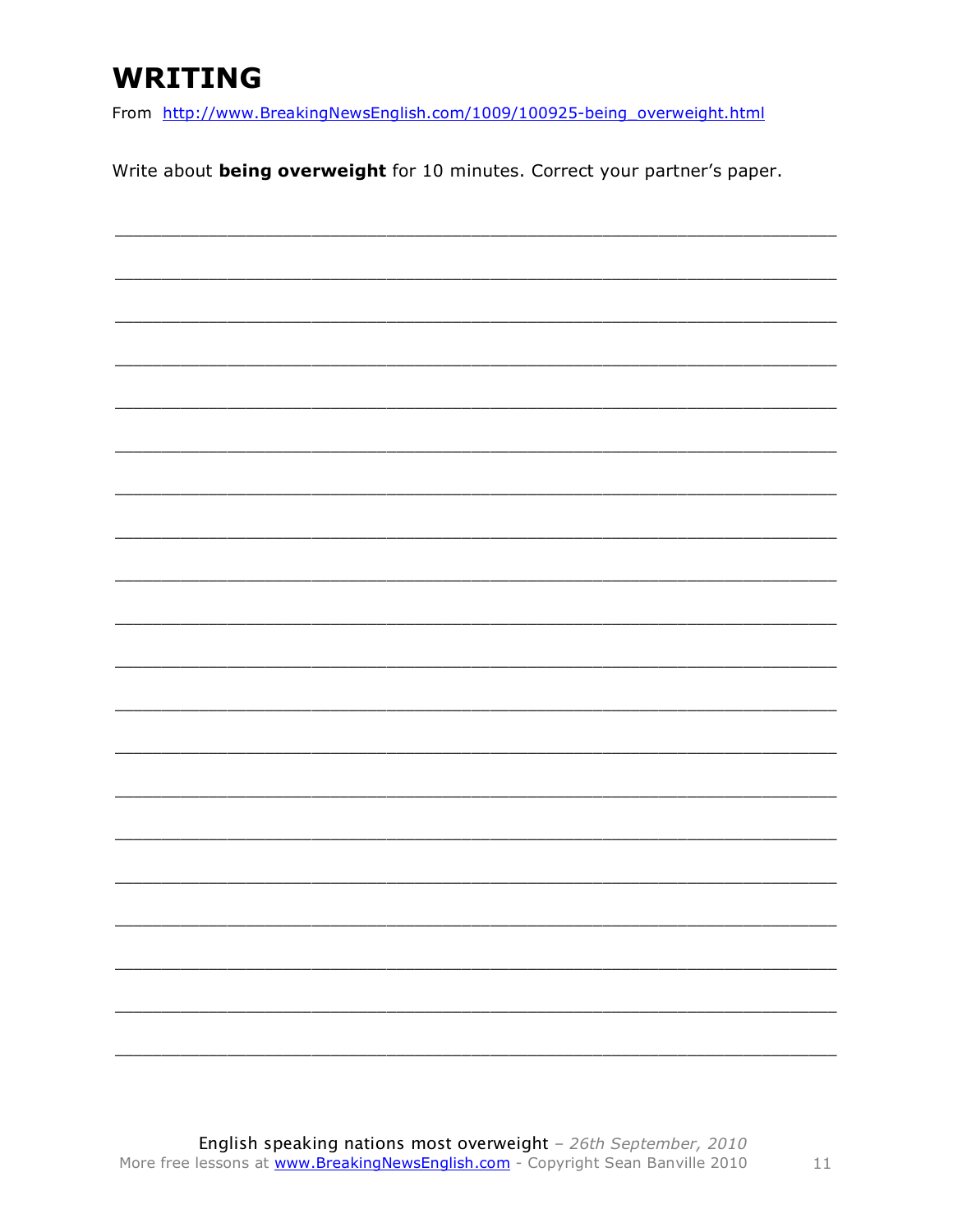# WRITING

From http://www.BreakingNewsEnglish.com/1009/100925-being_overweight.html

Write about **being overweight** for 10 minutes. Correct your partner's paper.

___________________________________________________________________________

___________________________________________________________________________

___________________________________________________________________________

___________________________________________________________________________

___________________________________________________________________________

___________________________________________________________________________

___________________________________________________________________________

___________________________________________________________________________

___________________________________________________________________________

___________________________________________________________________________

___________________________________________________________________________

___________________________________________________________________________

___________________________________________________________________________

___________________________________________________________________________

___________________________________________________________________________

___________________________________________________________________________

___________________________________________________________________________

___________________________________________________________________________

___________________________________________________________________________

___________________________________________________________________________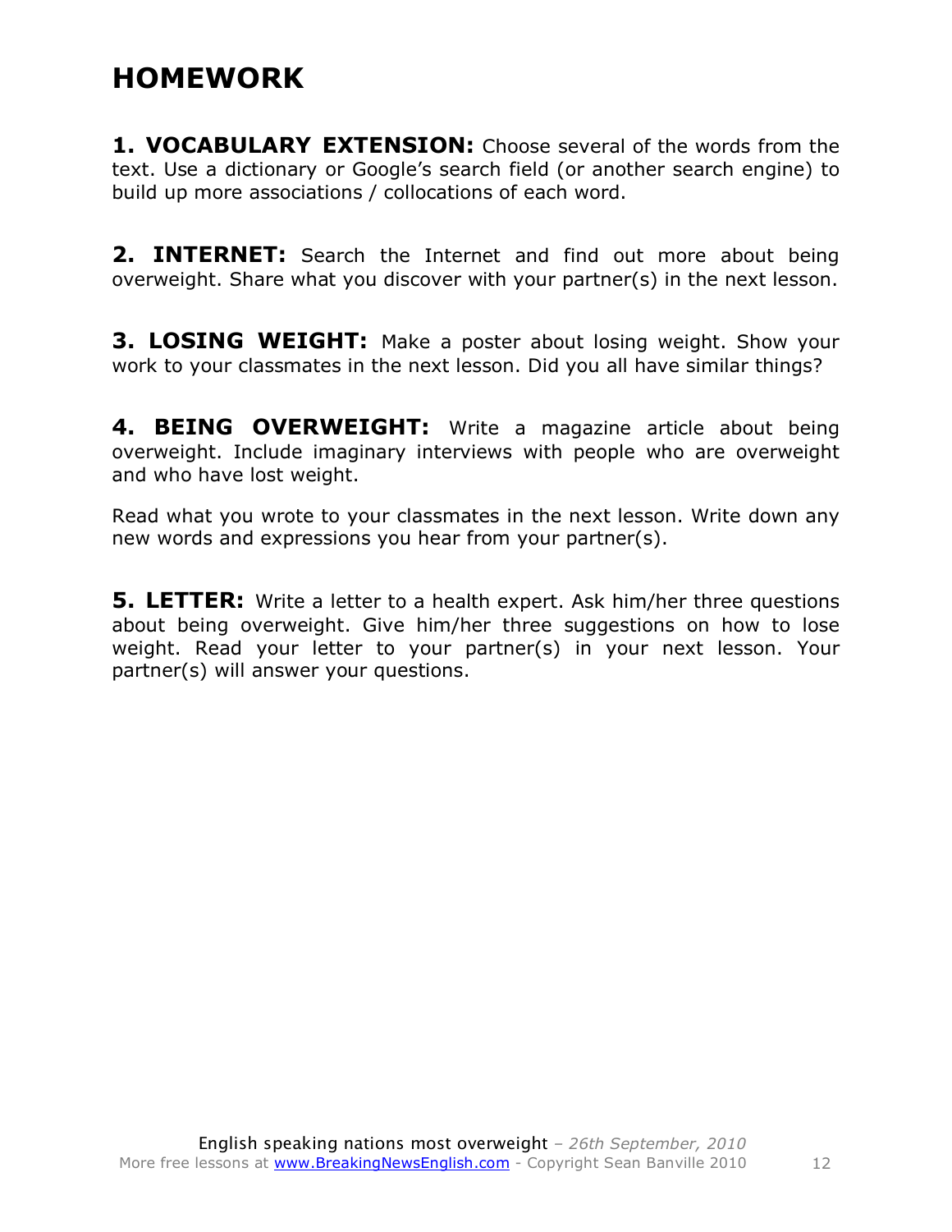# HOMEWORK

**1. VOCABULARY EXTENSION:** Choose several of the words from the text. Use a dictionary or Google's search field (or another search engine) to build up more associations / collocations of each word.

**2. INTERNET:** Search the Internet and find out more about being overweight. Share what you discover with your partner(s) in the next lesson.

**3. LOSING WEIGHT:** Make a poster about losing weight. Show your work to your classmates in the next lesson. Did you all have similar things?

**4. BEING OVERWEIGHT:** Write a magazine article about being overweight. Include imaginary interviews with people who are overweight and who have lost weight.

Read what you wrote to your classmates in the next lesson. Write down any new words and expressions you hear from your partner(s).

**5. LETTER:** Write a letter to a health expert. Ask him/her three questions about being overweight. Give him/her three suggestions on how to lose weight. Read your letter to your partner(s) in your next lesson. Your partner(s) will answer your questions.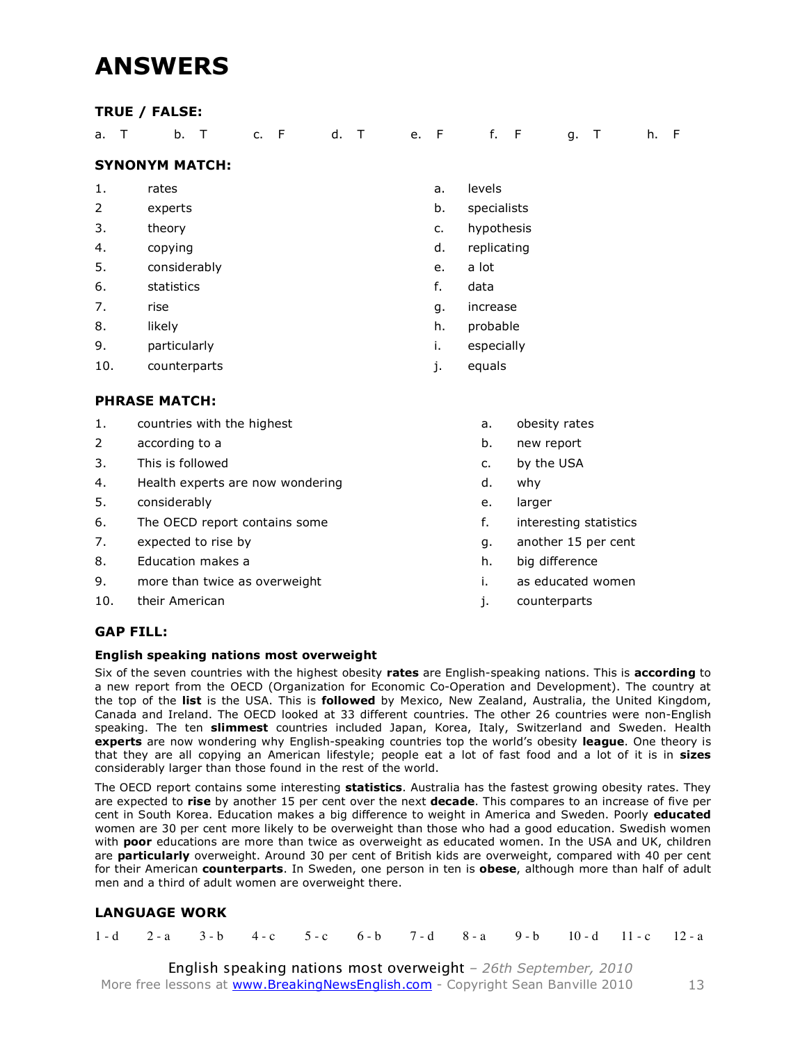# ANSWERS

### TRUE / FALSE:

a. T b. T c. F d. T e. F f. F g. T h. F

### SYNONYM MATCH:

| | | | |
|---|---|---|---|
| 1. | rates | a. | levels |
| 2 | experts | b. | specialists |
| 3. | theory | c. | hypothesis |
| 4. | copying | d. | replicating |
| 5. | considerably | e. | a lot |
| 6. | statistics | f. | data |
| 7. | rise | g. | increase |
| 8. | likely | h. | probable |
| 9. | particularly | i. | especially |
| 10. | counterparts | j. | equals |

### PHRASE MATCH:

| | | | |
|---|---|---|---|
| 1. | countries with the highest | a. | obesity rates |
| 2 | according to a | b. | new report |
| 3. | This is followed | c. | by the USA |
| 4. | Health experts are now wondering | d. | why |
| 5. | considerably | e. | larger |
| 6. | The OECD report contains some | f. | interesting statistics |
| 7. | expected to rise by | g. | another 15 per cent |
| 8. | Education makes a | h. | big difference |
| 9. | more than twice as overweight | i. | as educated women |
| 10. | their American | j. | counterparts |

### GAP FILL:

**English speaking nations most overweight**

Six of the seven countries with the highest obesity **rates** are English-speaking nations. This is **according** to a new report from the OECD (Organization for Economic Co-Operation and Development). The country at the top of the **list** is the USA. This is **followed** by Mexico, New Zealand, Australia, the United Kingdom, Canada and Ireland. The OECD looked at 33 different countries. The other 26 countries were non-English speaking. The ten **slimmest** countries included Japan, Korea, Italy, Switzerland and Sweden. Health **experts** are now wondering why English-speaking countries top the world's obesity **league**. One theory is that they are all copying an American lifestyle; people eat a lot of fast food and a lot of it is in **sizes** considerably larger than those found in the rest of the world.

The OECD report contains some interesting **statistics**. Australia has the fastest growing obesity rates. They are expected to **rise** by another 15 per cent over the next **decade**. This compares to an increase of five per cent in South Korea. Education makes a big difference to weight in America and Sweden. Poorly **educated** women are 30 per cent more likely to be overweight than those who had a good education. Swedish women with **poor** educations are more than twice as overweight as educated women. In the USA and UK, children are **particularly** overweight. Around 30 per cent of British kids are overweight, compared with 40 per cent for their American **counterparts**. In Sweden, one person in ten is **obese**, although more than half of adult men and a third of adult women are overweight there.

### LANGUAGE WORK

1 - d 2 - a 3 - b 4 - c 5 - c 6 - b 7 - d 8 - a 9 - b 10 - d 11 - c 12 - a